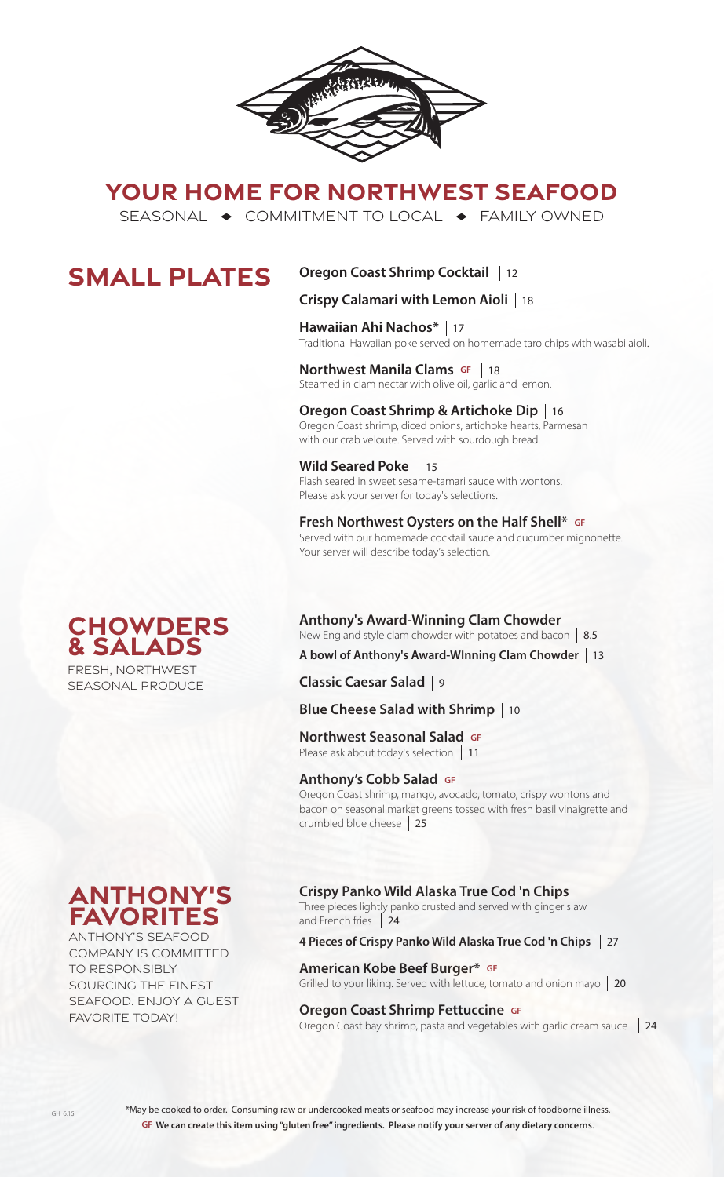# YOUR HOME FOR NORTHWEST SEAFOOD

SEASONAL ◆ COMMITMENT TO LOCAL ◆ FAMILY OWNED

## SMALL PLATES

**Oregon Coast Shrimp Cocktail** | 12

**Crispy Calamari with Lemon Aioli** | 18

**Hawaiian Ahi Nachos*** | 17
Traditional Hawaiian poke served on homemade taro chips with wasabi aioli.

**Northwest Manila Clams** GF | 18
Steamed in clam nectar with olive oil, garlic and lemon.

**Oregon Coast Shrimp & Artichoke Dip** | 16
Oregon Coast shrimp, diced onions, artichoke hearts, Parmesan with our crab veloute. Served with sourdough bread.

**Wild Seared Poke** | 15
Flash seared in sweet sesame-tamari sauce with wontons. Please ask your server for today's selections.

**Fresh Northwest Oysters on the Half Shell*** GF
Served with our homemade cocktail sauce and cucumber mignonette. Your server will describe today's selection.

## CHOWDERS & SALADS

FRESH, NORTHWEST SEASONAL PRODUCE

**Anthony's Award-Winning Clam Chowder**
New England style clam chowder with potatoes and bacon | 8.5

**A bowl of Anthony's Award-WInning Clam Chowder** | 13

**Classic Caesar Salad** | 9

**Blue Cheese Salad with Shrimp** | 10

**Northwest Seasonal Salad** GF
Please ask about today's selection | 11

**Anthony's Cobb Salad** GF
Oregon Coast shrimp, mango, avocado, tomato, crispy wontons and bacon on seasonal market greens tossed with fresh basil vinaigrette and crumbled blue cheese | 25

## ANTHONY'S FAVORITES

ANTHONY'S SEAFOOD COMPANY IS COMMITTED TO RESPONSIBLY SOURCING THE FINEST SEAFOOD. ENJOY A GUEST FAVORITE TODAY!

**Crispy Panko Wild Alaska True Cod 'n Chips**
Three pieces lightly panko crusted and served with ginger slaw and French fries | 24

**4 Pieces of Crispy Panko Wild Alaska True Cod 'n Chips** | 27

**American Kobe Beef Burger*** GF
Grilled to your liking. Served with lettuce, tomato and onion mayo | 20

**Oregon Coast Shrimp Fettuccine** GF
Oregon Coast bay shrimp, pasta and vegetables with garlic cream sauce | 24

GH 6.15

*May be cooked to order. Consuming raw or undercooked meats or seafood may increase your risk of foodborne illness.

**GF We can create this item using "gluten free" ingredients. Please notify your server of any dietary concerns.**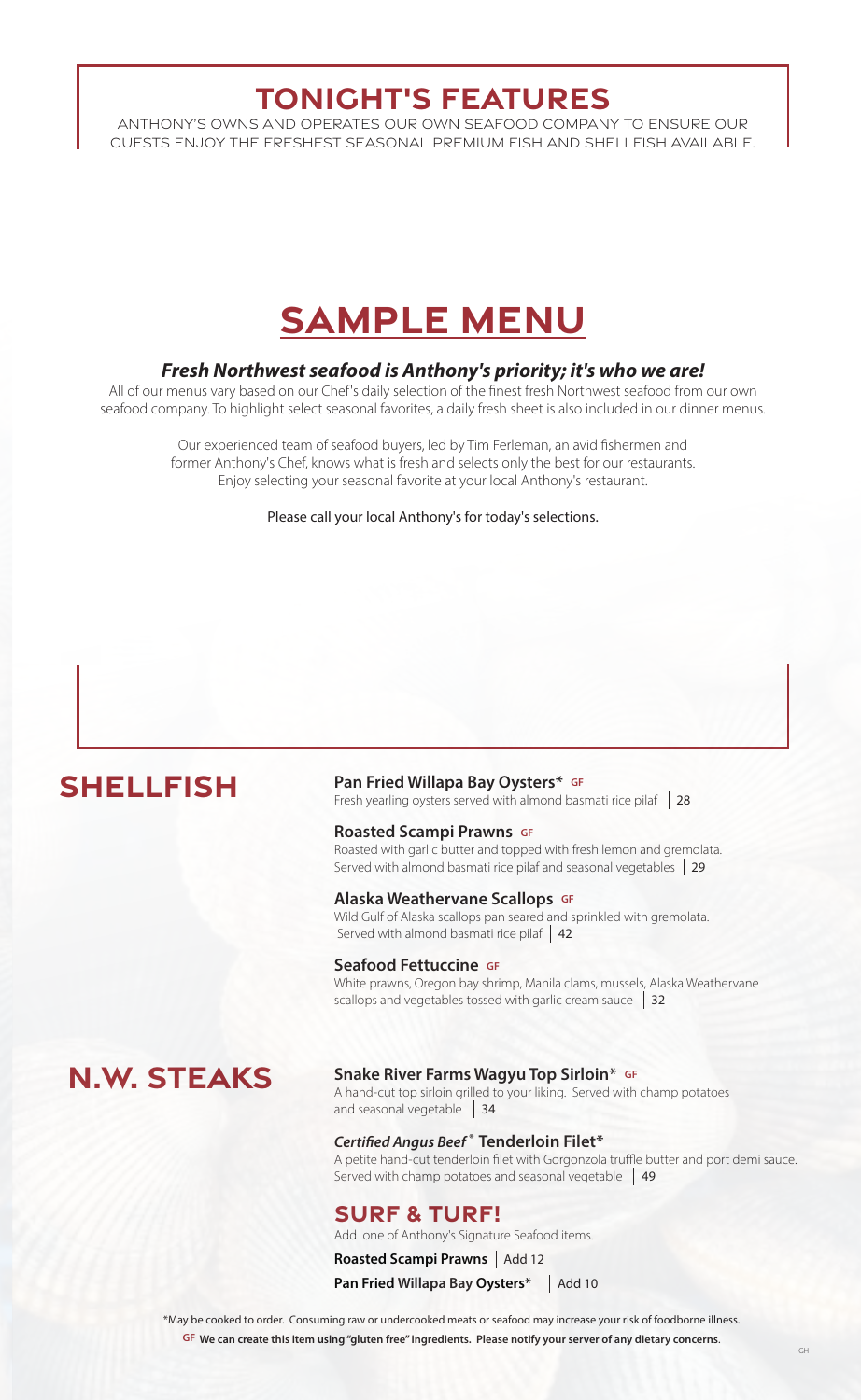# TONIGHT'S FEATURES

ANTHONY'S OWNS AND OPERATES OUR OWN SEAFOOD COMPANY TO ENSURE OUR GUESTS ENJOY THE FRESHEST SEASONAL PREMIUM FISH AND SHELLFISH AVAILABLE.

# SAMPLE MENU

***Fresh Northwest seafood is Anthony's priority; it's who we are!***

All of our menus vary based on our Chef's daily selection of the finest fresh Northwest seafood from our own seafood company. To highlight select seasonal favorites, a daily fresh sheet is also included in our dinner menus.

Our experienced team of seafood buyers, led by Tim Ferleman, an avid fishermen and former Anthony's Chef, knows what is fresh and selects only the best for our restaurants. Enjoy selecting your seasonal favorite at your local Anthony's restaurant.

Please call your local Anthony's for today's selections.

## SHELLFISH

**Pan Fried Willapa Bay Oysters*** **GF**
Fresh yearling oysters served with almond basmati rice pilaf | 28

**Roasted Scampi Prawns** **GF**
Roasted with garlic butter and topped with fresh lemon and gremolata. Served with almond basmati rice pilaf and seasonal vegetables | 29

**Alaska Weathervane Scallops** **GF**
Wild Gulf of Alaska scallops pan seared and sprinkled with gremolata. Served with almond basmati rice pilaf | 42

**Seafood Fettuccine** **GF**
White prawns, Oregon bay shrimp, Manila clams, mussels, Alaska Weathervane scallops and vegetables tossed with garlic cream sauce | 32

## N.W. STEAKS

**Snake River Farms Wagyu Top Sirloin*** **GF**
A hand-cut top sirloin grilled to your liking. Served with champ potatoes and seasonal vegetable | 34

***Certified Angus Beef*® Tenderloin Filet***
A petite hand-cut tenderloin filet with Gorgonzola truffle butter and port demi sauce. Served with champ potatoes and seasonal vegetable | 49

### SURF & TURF!

Add one of Anthony's Signature Seafood items.

**Roasted Scampi Prawns** | Add 12

**Pan Fried Willapa Bay Oysters*** | Add 10

*May be cooked to order. Consuming raw or undercooked meats or seafood may increase your risk of foodborne illness.

**GF We can create this item using "gluten free" ingredients. Please notify your server of any dietary concerns.**